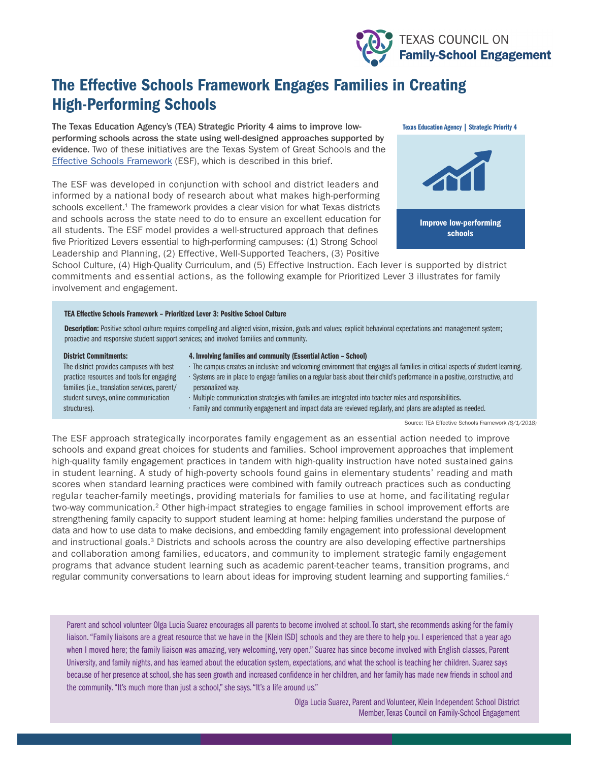TEXAS COUNCIL ON **Family-School Engagement**

# The Effective Schools Framework Engages Families in Creating High-Performing Schools

**The Texas Education Agency's (TEA) Strategic Priority 4 aims to improve low-performing schools across the state using well-designed approaches supported by evidence.** Two of these initiatives are the Texas System of Great Schools and the Effective Schools Framework (ESF), which is described in this brief.

**Texas Education Agency | Strategic Priority 4**

**Improve low-performing schools**

The ESF was developed in conjunction with school and district leaders and informed by a national body of research about what makes high-performing schools excellent.[1] The framework provides a clear vision for what Texas districts and schools across the state need to do to ensure an excellent education for all students. The ESF model provides a well-structured approach that defines five Prioritized Levers essential to high-performing campuses: (1) Strong School Leadership and Planning, (2) Effective, Well-Supported Teachers, (3) Positive School Culture, (4) High-Quality Curriculum, and (5) Effective Instruction. Each lever is supported by district commitments and essential actions, as the following example for Prioritized Lever 3 illustrates for family involvement and engagement.

**TEA Effective Schools Framework – Prioritized Lever 3: Positive School Culture**

**Description:** Positive school culture requires compelling and aligned vision, mission, goals and values; explicit behavioral expectations and management system; proactive and responsive student support services; and involved families and community.

| District Commitments: | 4. Involving families and community (Essential Action – School) |
|---|---|
| The district provides campuses with best practice resources and tools for engaging families (i.e., translation services, parent/student surveys, online communication structures). | · The campus creates an inclusive and welcoming environment that engages all families in critical aspects of student learning.<br>· Systems are in place to engage families on a regular basis about their child's performance in a positive, constructive, and personalized way.<br>· Multiple communication strategies with families are integrated into teacher roles and responsibilities.<br>· Family and community engagement and impact data are reviewed regularly, and plans are adapted as needed. |

Source: TEA Effective Schools Framework *(8/1/2018)*

The ESF approach strategically incorporates family engagement as an essential action needed to improve schools and expand great choices for students and families. School improvement approaches that implement high-quality family engagement practices in tandem with high-quality instruction have noted sustained gains in student learning. A study of high-poverty schools found gains in elementary students' reading and math scores when standard learning practices were combined with family outreach practices such as conducting regular teacher-family meetings, providing materials for families to use at home, and facilitating regular two-way communication.[2] Other high-impact strategies to engage families in school improvement efforts are strengthening family capacity to support student learning at home: helping families understand the purpose of data and how to use data to make decisions, and embedding family engagement into professional development and instructional goals.[3] Districts and schools across the country are also developing effective partnerships and collaboration among families, educators, and community to implement strategic family engagement programs that advance student learning such as academic parent-teacher teams, transition programs, and regular community conversations to learn about ideas for improving student learning and supporting families.[4]

Parent and school volunteer Olga Lucia Suarez encourages all parents to become involved at school. To start, she recommends asking for the family liaison. "Family liaisons are a great resource that we have in the [Klein ISD] schools and they are there to help you. I experienced that a year ago when I moved here; the family liaison was amazing, very welcoming, very open." Suarez has since become involved with English classes, Parent University, and family nights, and has learned about the education system, expectations, and what the school is teaching her children. Suarez says because of her presence at school, she has seen growth and increased confidence in her children, and her family has made new friends in school and the community. "It's much more than just a school," she says. "It's a life around us."

Olga Lucia Suarez, Parent and Volunteer, Klein Independent School District
Member, Texas Council on Family-School Engagement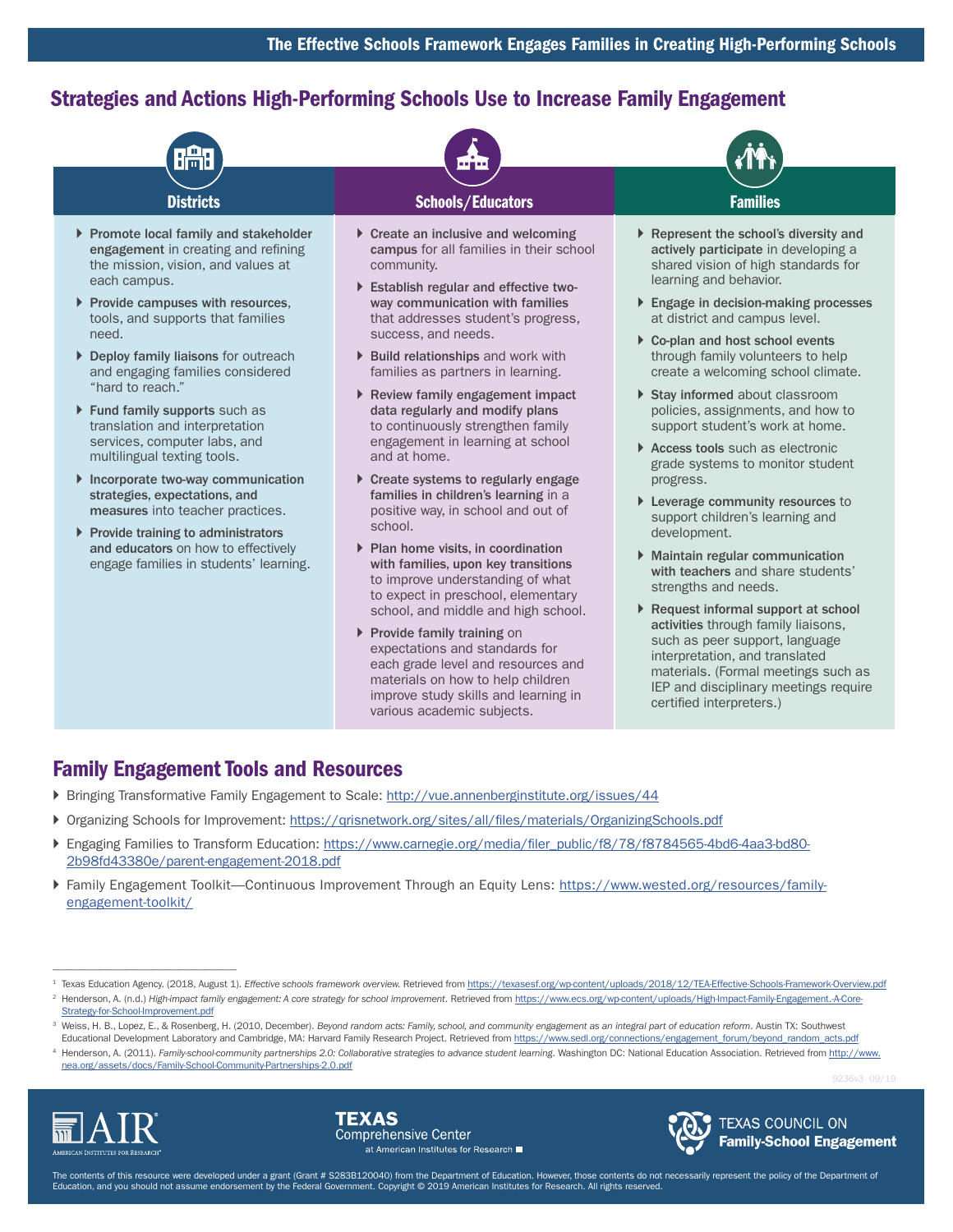## Strategies and Actions High-Performing Schools Use to Increase Family Engagement

### Districts

- **Promote local family and stakeholder engagement** in creating and refining the mission, vision, and values at each campus.
- **Provide campuses with resources**, tools, and supports that families need.
- **Deploy family liaisons** for outreach and engaging families considered "hard to reach."
- **Fund family supports** such as translation and interpretation services, computer labs, and multilingual texting tools.
- **Incorporate two-way communication strategies, expectations, and measures** into teacher practices.
- **Provide training to administrators and educators** on how to effectively engage families in students' learning.

### Schools/Educators

- **Create an inclusive and welcoming campus** for all families in their school community.
- **Establish regular and effective two-way communication with families** that addresses student's progress, success, and needs.
- **Build relationships** and work with families as partners in learning.
- **Review family engagement impact data regularly and modify plans** to continuously strengthen family engagement in learning at school and at home.
- **Create systems to regularly engage families in children's learning** in a positive way, in school and out of school.
- **Plan home visits, in coordination with families, upon key transitions** to improve understanding of what to expect in preschool, elementary school, and middle and high school.
- **Provide family training** on expectations and standards for each grade level and resources and materials on how to help children improve study skills and learning in various academic subjects.

### Families

- **Represent the school's diversity and actively participate** in developing a shared vision of high standards for learning and behavior.
- **Engage in decision-making processes** at district and campus level.
- **Co-plan and host school events** through family volunteers to help create a welcoming school climate.
- **Stay informed** about classroom policies, assignments, and how to support student's work at home.
- **Access tools** such as electronic grade systems to monitor student progress.
- **Leverage community resources** to support children's learning and development.
- **Maintain regular communication with teachers** and share students' strengths and needs.
- **Request informal support at school activities** through family liaisons, such as peer support, language interpretation, and translated materials. (Formal meetings such as IEP and disciplinary meetings require certified interpreters.)

## Family Engagement Tools and Resources

- Bringing Transformative Family Engagement to Scale: http://vue.annenberginstitute.org/issues/44
- Organizing Schools for Improvement: https://qrisnetwork.org/sites/all/files/materials/OrganizingSchools.pdf
- Engaging Families to Transform Education: https://www.carnegie.org/media/filer_public/f8/78/f8784565-4bd6-4aa3-bd80-2b98fd43380e/parent-engagement-2018.pdf
- Family Engagement Toolkit—Continuous Improvement Through an Equity Lens: https://www.wested.org/resources/family-engagement-toolkit/

---

[1] Texas Education Agency. (2018, August 1). *Effective schools framework overview*. Retrieved from https://texasesf.org/wp-content/uploads/2018/12/TEA-Effective-Schools-Framework-Overview.pdf

[2] Henderson, A. (n.d.) *High-impact family engagement: A core strategy for school improvement*. Retrieved from https://www.ecs.org/wp-content/uploads/High-Impact-Family-Engagement.-A-Core-Strategy-for-School-Improvement.pdf

[3] Weiss, H. B., Lopez, E., & Rosenberg, H. (2010, December). *Beyond random acts: Family, school, and community engagement as an integral part of education reform*. Austin TX: Southwest Educational Development Laboratory and Cambridge, MA: Harvard Family Research Project. Retrieved from https://www.sedl.org/connections/engagement_forum/beyond_random_acts.pdf

[4] Henderson, A. (2011). *Family-school-community partnerships 2.0: Collaborative strategies to advance student learning*. Washington DC: National Education Association. Retrieved from http://www.nea.org/assets/docs/Family-School-Community-Partnerships-2.0.pdf

9236v3 09/19

AIR — American Institutes for Research

TEXAS Comprehensive Center at American Institutes for Research

TEXAS COUNCIL ON Family-School Engagement

The contents of this resource were developed under a grant (Grant # S283B120040) from the Department of Education. However, those contents do not necessarily represent the policy of the Department of Education, and you should not assume endorsement by the Federal Government. Copyright © 2019 American Institutes for Research. All rights reserved.